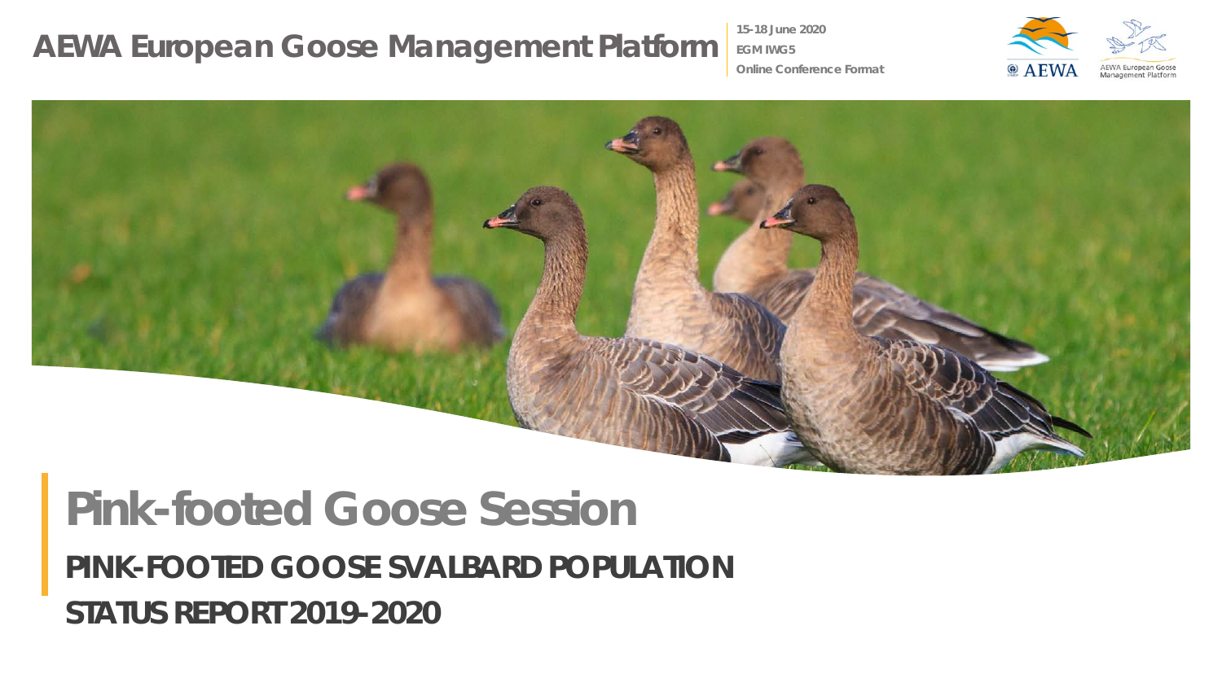# AEWA European Goose Management Platform

**15-18 June 2020**
**EGM IWG5**
**Online Conference Format**

AEWA

AEWA European Goose Management Platform

# Pink-footed Goose Session

## PINK-FOOTED GOOSE SVALBARD POPULATION STATUS REPORT 2019-2020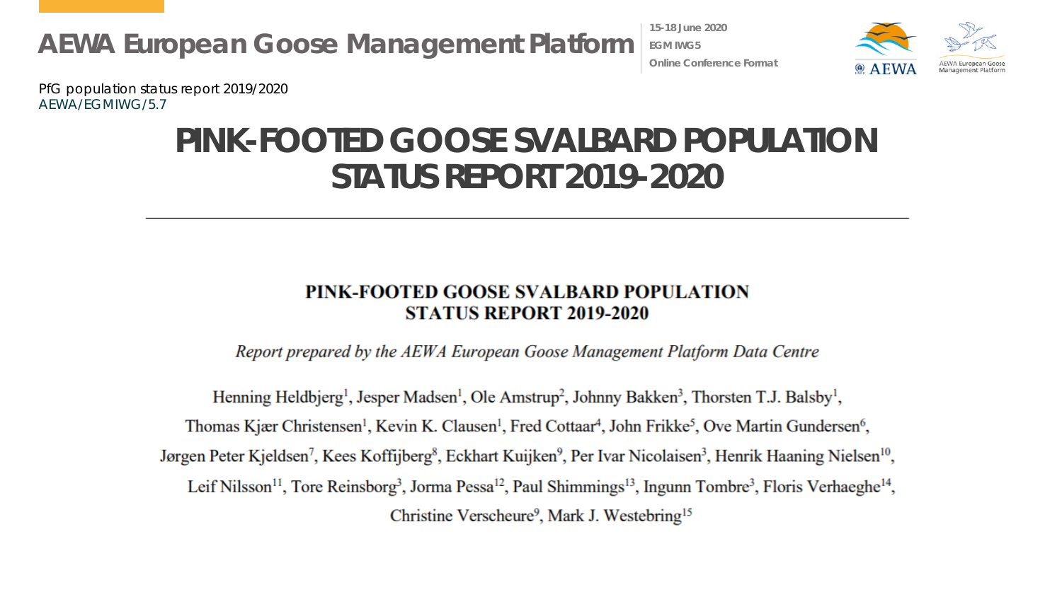PfG population status report 2019/2020
AEWA/EGMIWG/5.7

# PINK-FOOTED GOOSE SVALBARD POPULATION STATUS REPORT 2019-2020

## PINK-FOOTED GOOSE SVALBARD POPULATION STATUS REPORT 2019-2020

*Report prepared by the AEWA European Goose Management Platform Data Centre*

Henning Heldbjerg[1], Jesper Madsen[1], Ole Amstrup[2], Johnny Bakken[3], Thorsten T.J. Balsby[1], Thomas Kjær Christensen[1], Kevin K. Clausen[1], Fred Cottaar[4], John Frikke[5], Ove Martin Gundersen[6], Jørgen Peter Kjeldsen[7], Kees Koffijberg[8], Eckhart Kuijken[9], Per Ivar Nicolaisen[3], Henrik Haaning Nielsen[10], Leif Nilsson[11], Tore Reinsborg[3], Jorma Pessa[12], Paul Shimmings[13], Ingunn Tombre[3], Floris Verhaeghe[14], Christine Verscheure[9], Mark J. Westebring[15]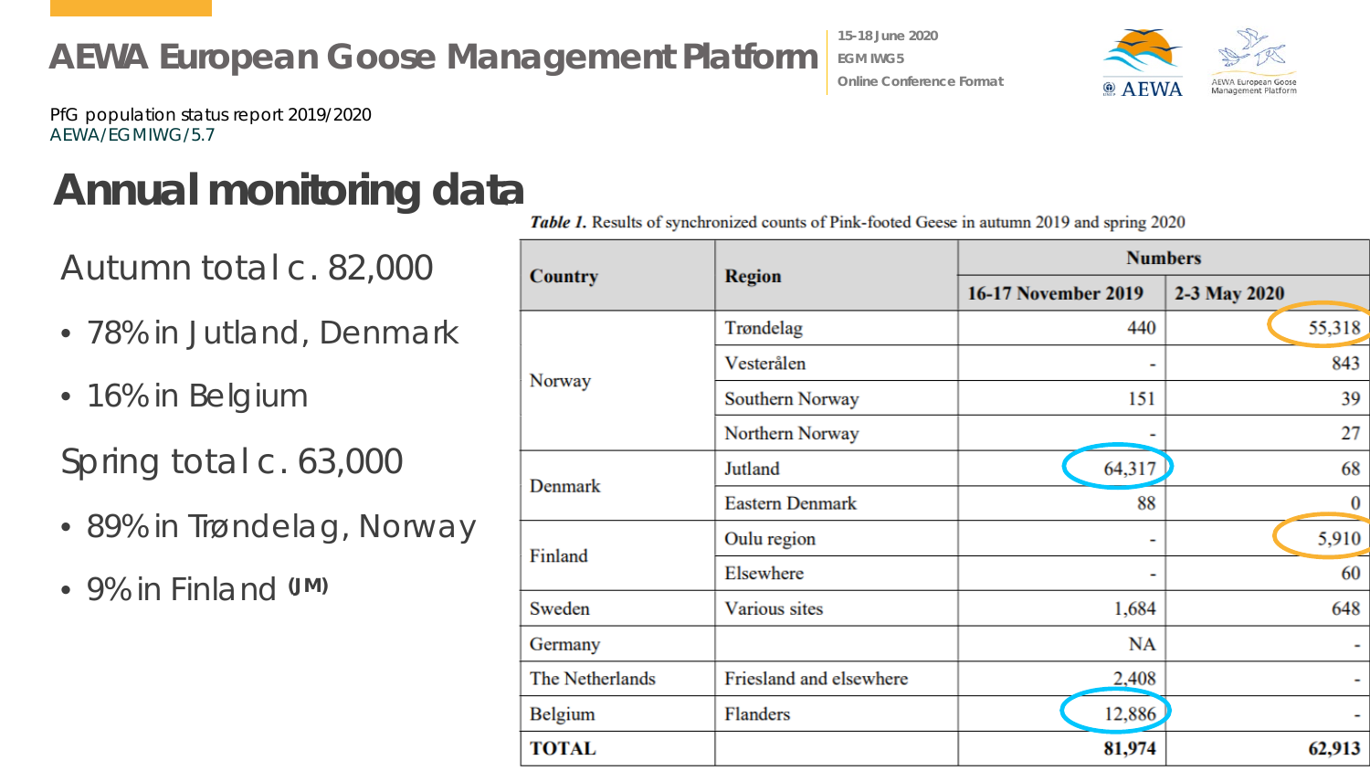PfG population status report 2019/2020
AEWA/EGMIWG/5.7

# Annual monitoring data

Autumn total c. 82,000

- 78% in Jutland, Denmark
- 16% in Belgium

Spring total c. 63,000

- 89% in Trøndelag, Norway
- 9% in Finland (JM)

***Table 1.*** Results of synchronized counts of Pink-footed Geese in autumn 2019 and spring 2020

| Country | Region | Numbers | |
|---|---|---|---|
| | | **16-17 November 2019** | **2-3 May 2020** |
| Norway | Trøndelag | 440 | 55,318 |
| | Vesterålen | - | 843 |
| | Southern Norway | 151 | 39 |
| | Northern Norway | - | 27 |
| Denmark | Jutland | 64,317 | 68 |
| | Eastern Denmark | 88 | 0 |
| Finland | Oulu region | - | 5,910 |
| | Elsewhere | - | 60 |
| Sweden | Various sites | 1,684 | 648 |
| Germany | | NA | - |
| The Netherlands | Friesland and elsewhere | 2,408 | - |
| Belgium | Flanders | 12,886 | - |
| **TOTAL** | | **81,974** | **62,913** |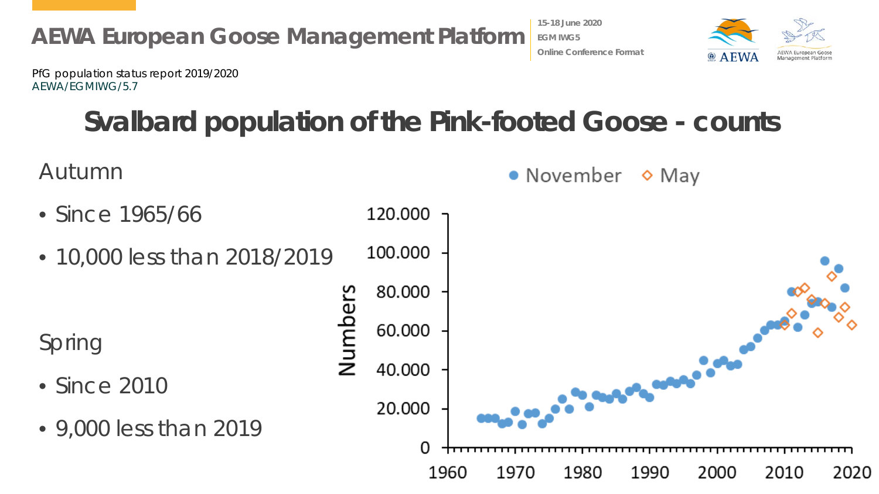PfG population status report 2019/2020
AEWA/EGMIWG/5.7

# Svalbard population of the Pink-footed Goose - counts

Autumn

- Since 1965/66
- 10,000 less than 2018/2019

Spring

- Since 2010
- 9,000 less than 2019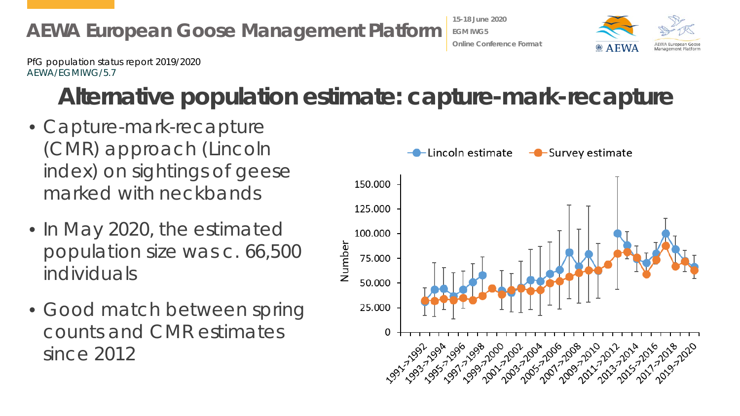PfG population status report 2019/2020
AEWA/EGMIWG/5.7

# Alternative population estimate: capture-mark-recapture

- Capture-mark-recapture (CMR) approach (Lincoln index) on sightings of geese marked with neckbands
- In May 2020, the estimated population size was c. 66,500 individuals
- Good match between spring counts and CMR estimates since 2012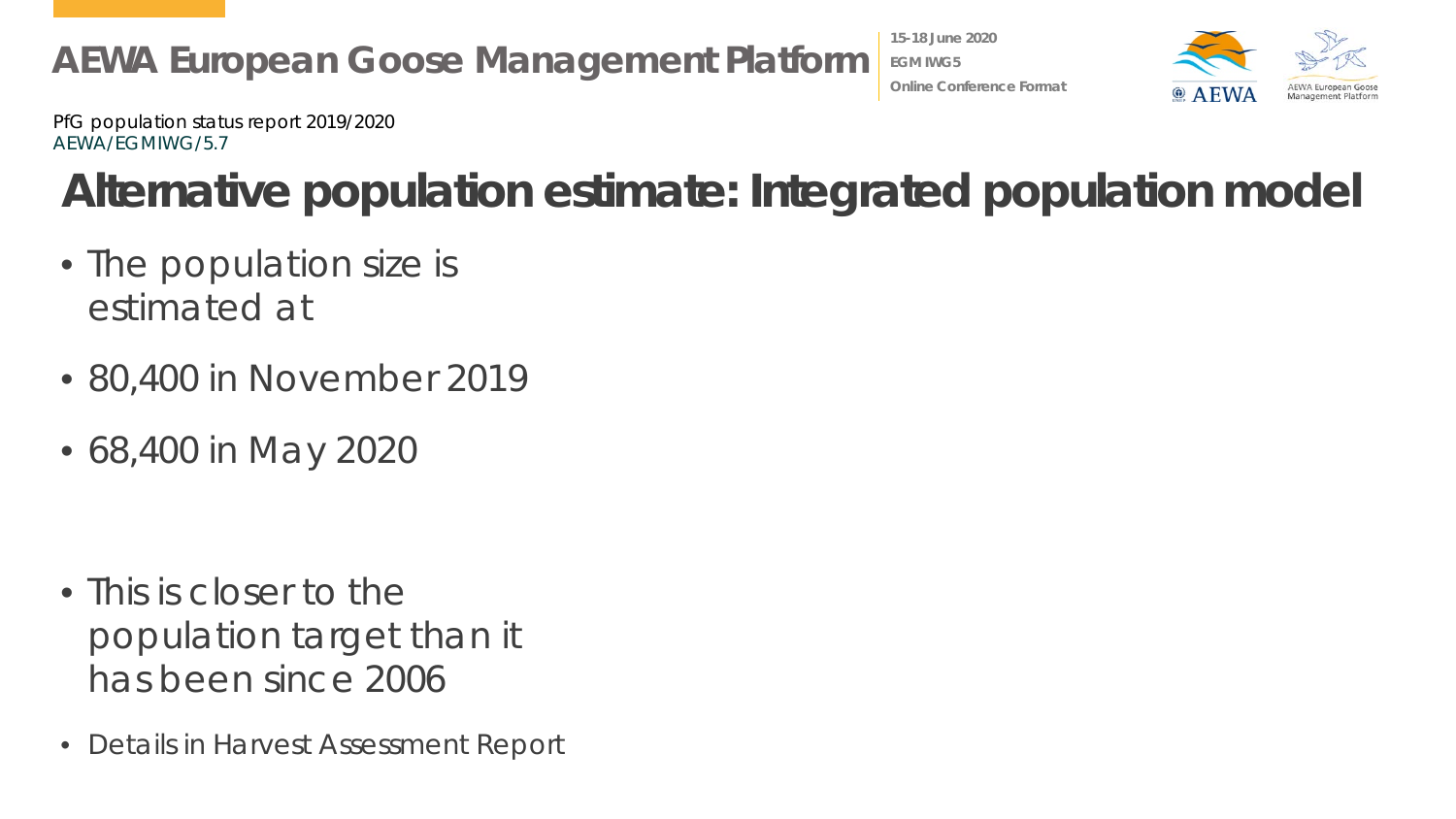PfG population status report 2019/2020
AEWA/EGMIWG/5.7

# Alternative population estimate: Integrated population model

- The population size is estimated at
- 80,400 in November 2019
- 68,400 in May 2020

- This is closer to the population target than it has been since 2006
- Details in Harvest Assessment Report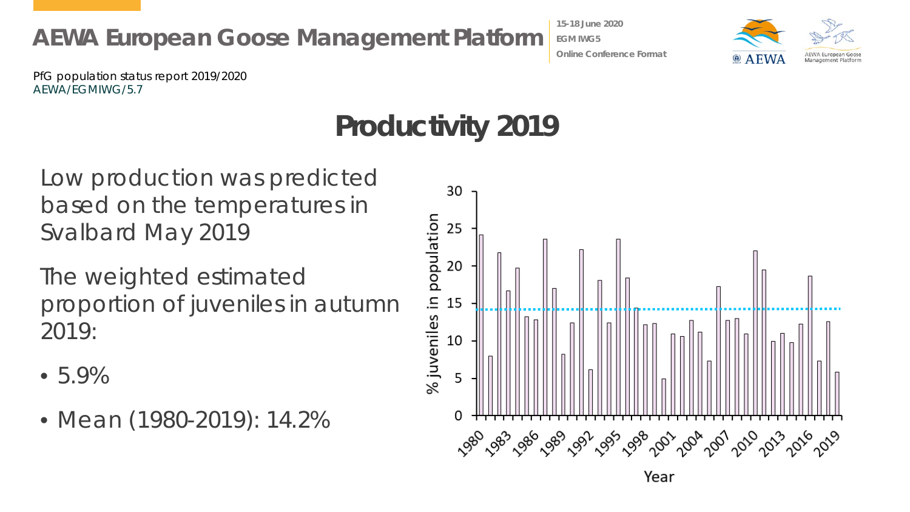PfG population status report 2019/2020
AEWA/EGMIWG/5.7

# Productivity 2019

Low production was predicted based on the temperatures in Svalbard May 2019

The weighted estimated proportion of juveniles in autumn 2019:

- 5.9%
- Mean (1980-2019): 14.2%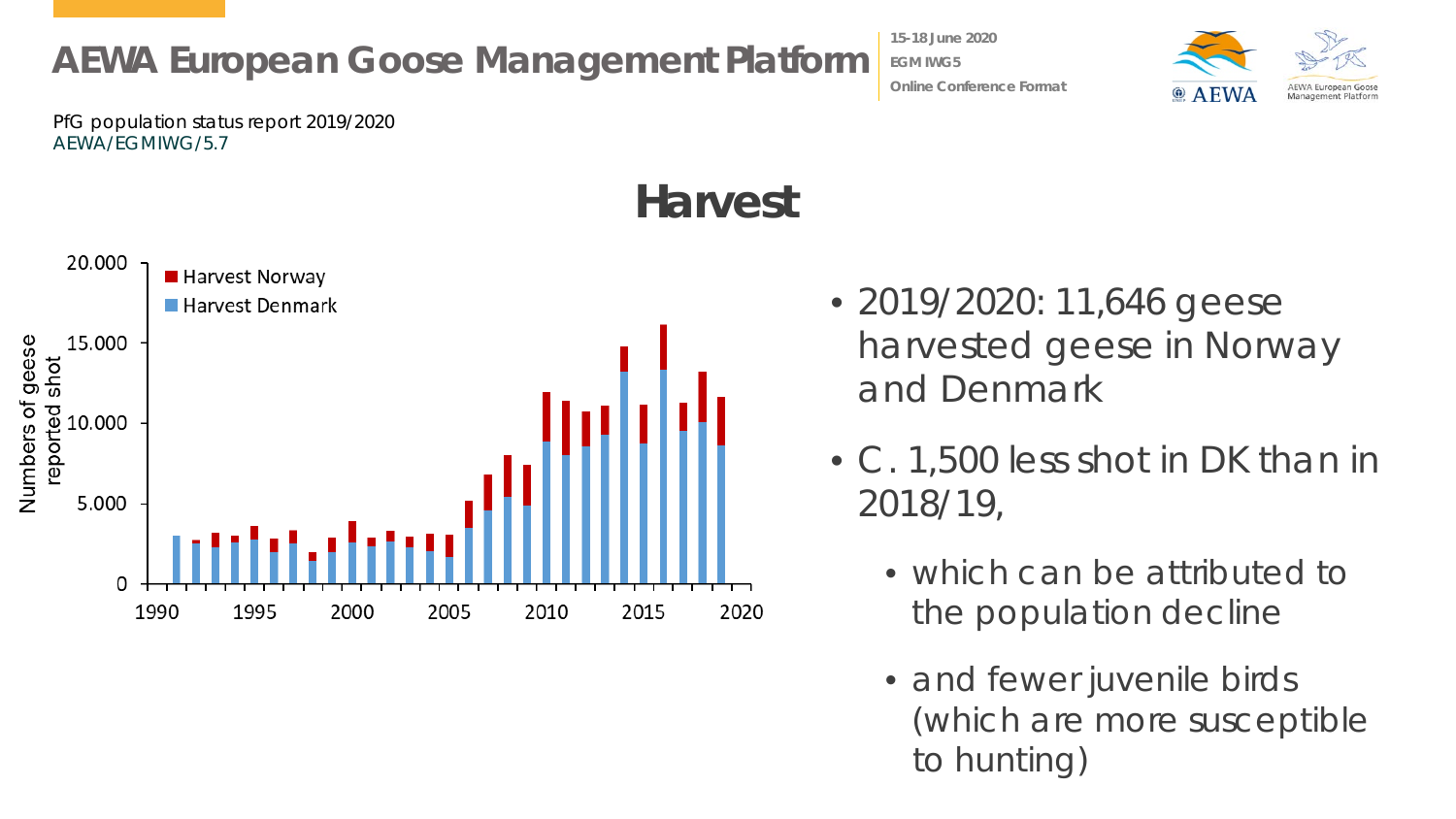PfG population status report 2019/2020
AEWA/EGMIWG/5.7

# Harvest

- 2019/2020: 11,646 geese harvested geese in Norway and Denmark
- C. 1,500 less shot in DK than in 2018/19,
  - which can be attributed to the population decline
  - and fewer juvenile birds (which are more susceptible to hunting)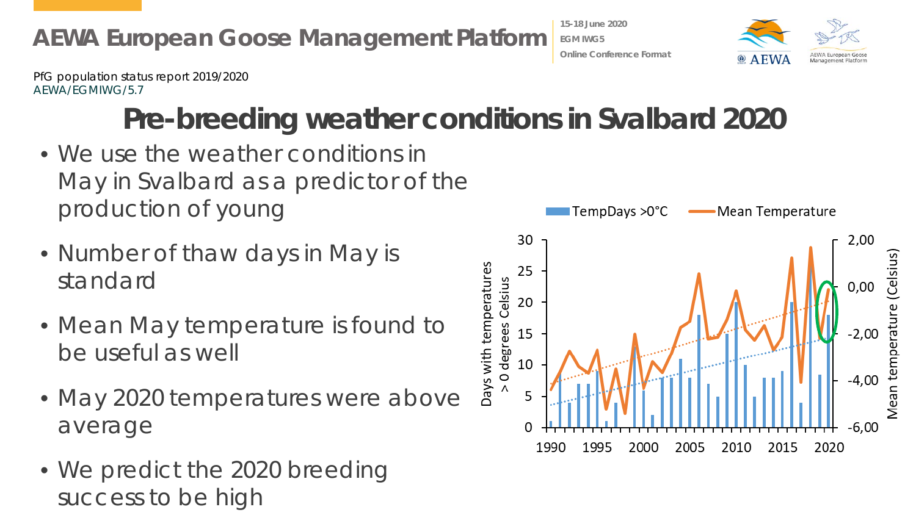PfG population status report 2019/2020
AEWA/EGMIWG/5.7

# Pre-breeding weather conditions in Svalbard 2020

- We use the weather conditions in May in Svalbard as a predictor of the production of young
- Number of thaw days in May is standard
- Mean May temperature is found to be useful as well
- May 2020 temperatures were above average
- We predict the 2020 breeding success to be high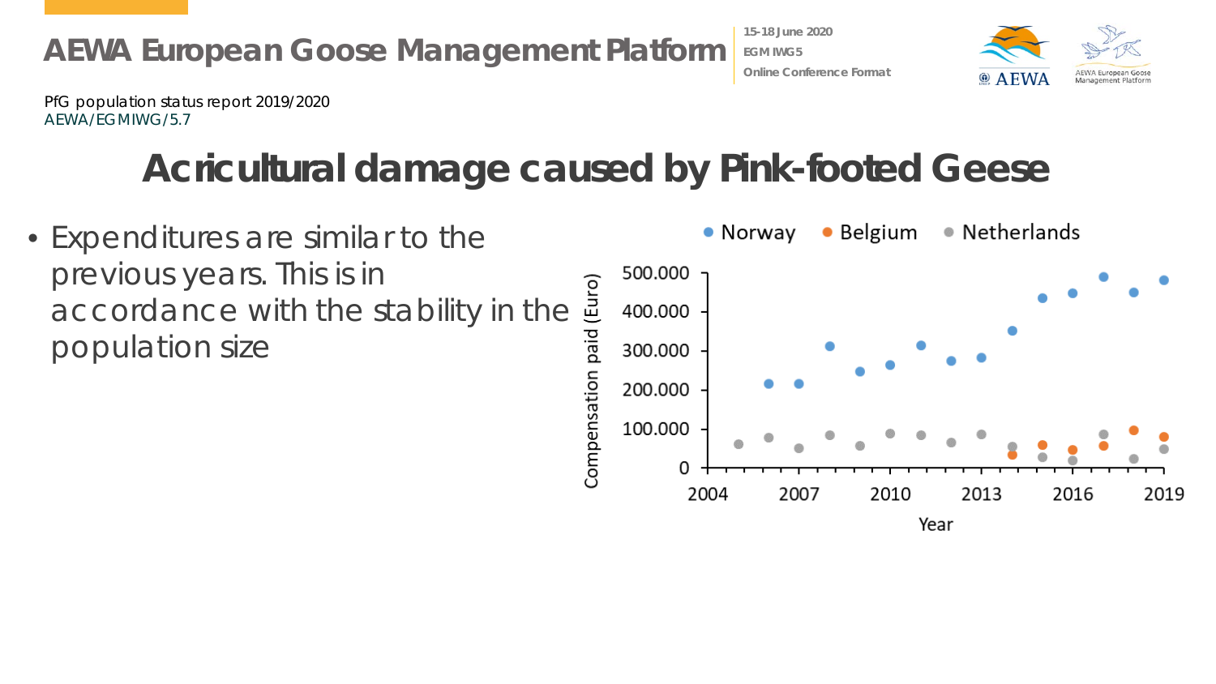PfG population status report 2019/2020
AEWA/EGMIWG/5.7

# Acricultural damage caused by Pink-footed Geese

- Expenditures are similar to the previous years. This is in accordance with the stability in the population size

• Norway • Belgium • Netherlands

Compensation paid (Euro)

500.000
400.000
300.000
200.000
100.000
0

2004 2007 2010 2013 2016 2019

Year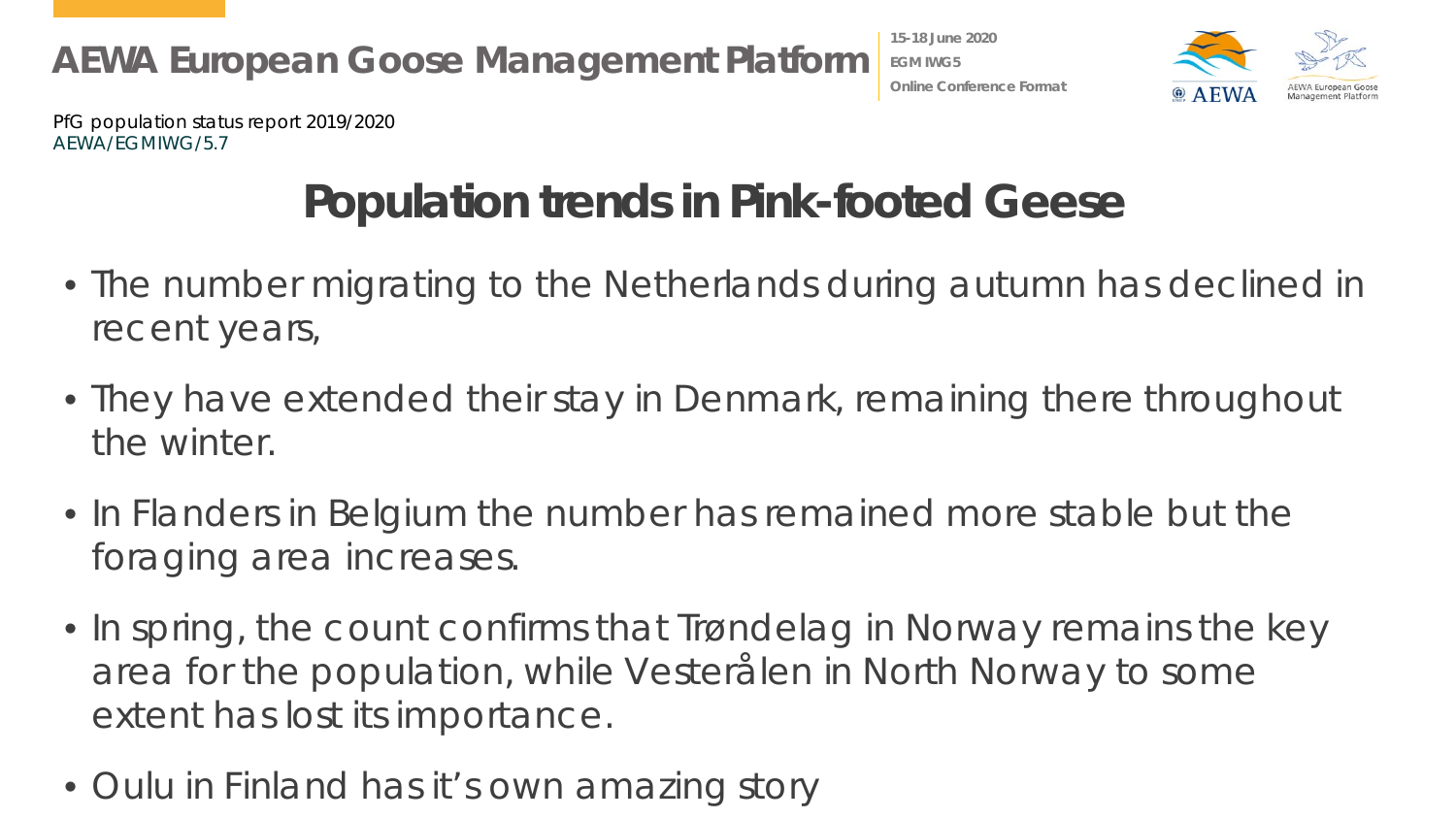PfG population status report 2019/2020
AEWA/EGMIWG/5.7

# Population trends in Pink-footed Geese

- The number migrating to the Netherlands during autumn has declined in recent years,
- They have extended their stay in Denmark, remaining there throughout the winter.
- In Flanders in Belgium the number has remained more stable but the foraging area increases.
- In spring, the count confirms that Trøndelag in Norway remains the key area for the population, while Vesterålen in North Norway to some extent has lost its importance.
- Oulu in Finland has it's own amazing story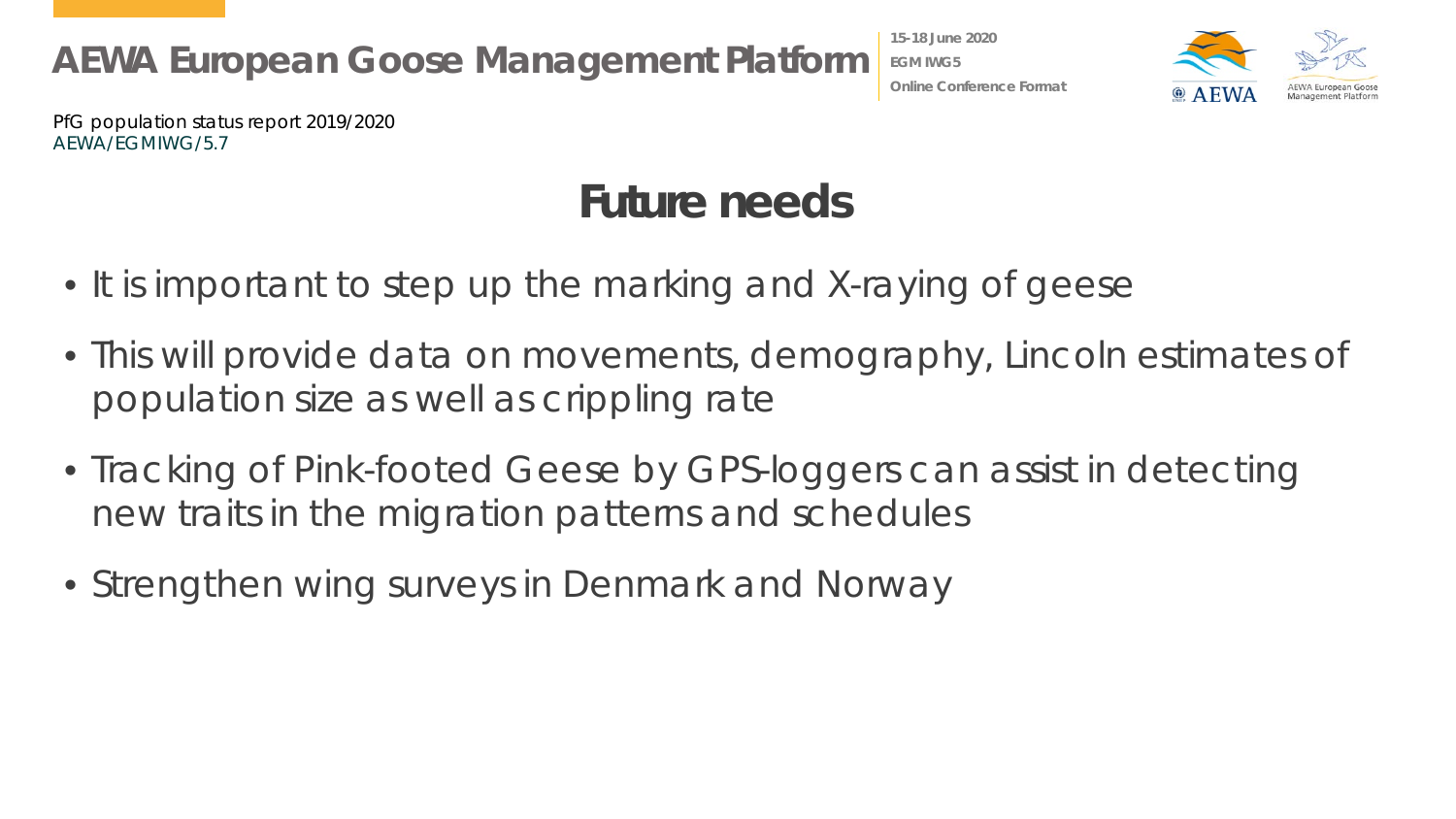PfG population status report 2019/2020
AEWA/EGMIWG/5.7

# Future needs

- It is important to step up the marking and X-raying of geese
- This will provide data on movements, demography, Lincoln estimates of population size as well as crippling rate
- Tracking of Pink-footed Geese by GPS-loggers can assist in detecting new traits in the migration patterns and schedules
- Strengthen wing surveys in Denmark and Norway